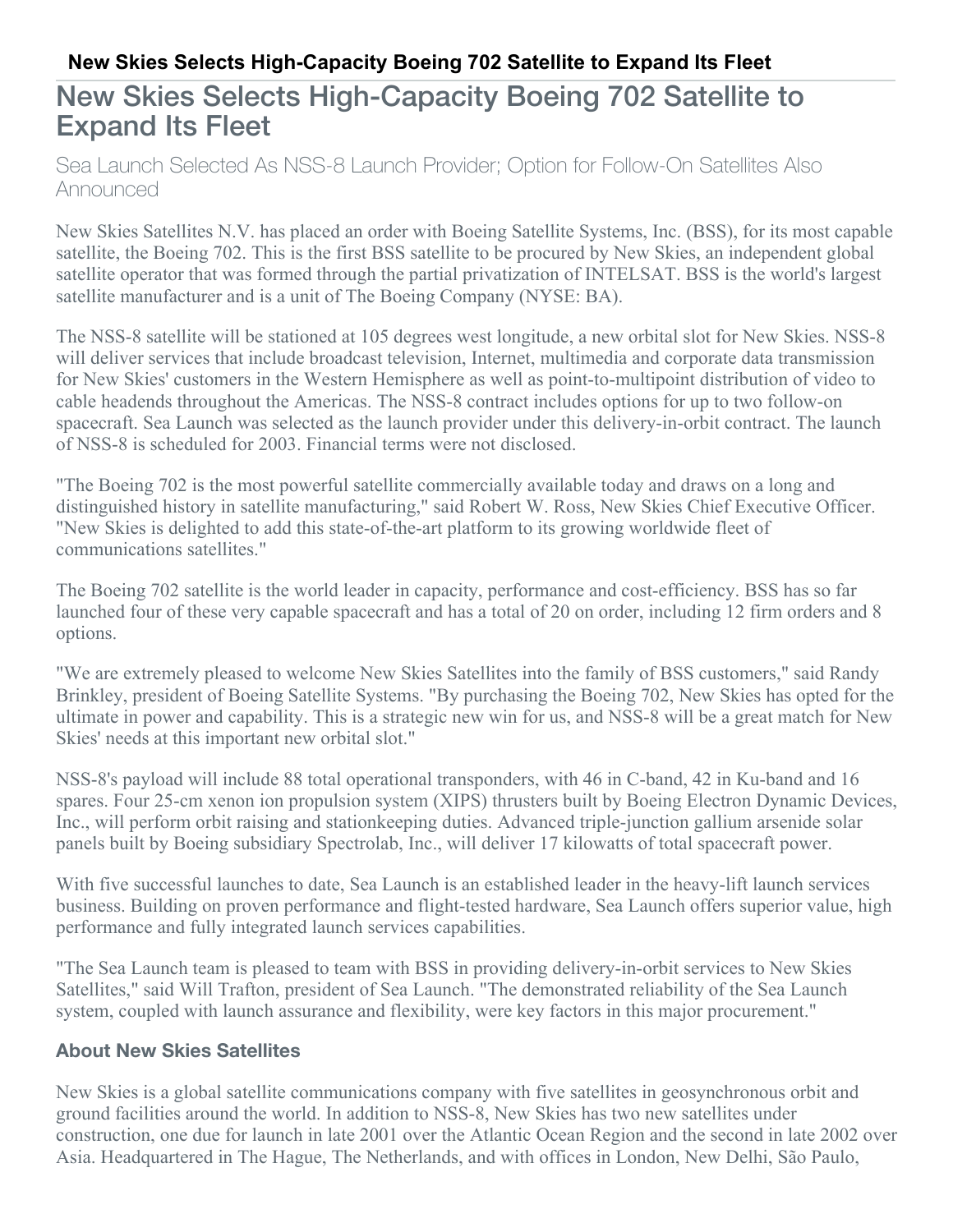# New Skies Selects High-Capacity Boeing 702 Satellite to Expand Its Fleet

Sea Launch Selected As NSS-8 Launch Provider; Option for Follow-On Satellites Also Announced

New Skies Satellites N.V. has placed an order with Boeing Satellite Systems, Inc. (BSS), for its most capable satellite, the Boeing 702. This is the first BSS satellite to be procured by New Skies, an independent global satellite operator that was formed through the partial privatization of INTELSAT. BSS is the world's largest satellite manufacturer and is a unit of The Boeing Company (NYSE: BA).

The NSS-8 satellite will be stationed at 105 degrees west longitude, a new orbital slot for New Skies. NSS-8 will deliver services that include broadcast television, Internet, multimedia and corporate data transmission for New Skies' customers in the Western Hemisphere as well as point-to-multipoint distribution of video to cable headends throughout the Americas. The NSS-8 contract includes options for up to two follow-on spacecraft. Sea Launch was selected as the launch provider under this delivery-in-orbit contract. The launch of NSS-8 is scheduled for 2003. Financial terms were not disclosed.

"The Boeing 702 is the most powerful satellite commercially available today and draws on a long and distinguished history in satellite manufacturing," said Robert W. Ross, New Skies Chief Executive Officer. "New Skies is delighted to add this state-of-the-art platform to its growing worldwide fleet of communications satellites."

The Boeing 702 satellite is the world leader in capacity, performance and cost-efficiency. BSS has so far launched four of these very capable spacecraft and has a total of 20 on order, including 12 firm orders and 8 options.

"We are extremely pleased to welcome New Skies Satellites into the family of BSS customers," said Randy Brinkley, president of Boeing Satellite Systems. "By purchasing the Boeing 702, New Skies has opted for the ultimate in power and capability. This is a strategic new win for us, and NSS-8 will be a great match for New Skies' needs at this important new orbital slot."

NSS-8's payload will include 88 total operational transponders, with 46 in C-band, 42 in Ku-band and 16 spares. Four 25-cm xenon ion propulsion system (XIPS) thrusters built by Boeing Electron Dynamic Devices, Inc., will perform orbit raising and stationkeeping duties. Advanced triple-junction gallium arsenide solar panels built by Boeing subsidiary Spectrolab, Inc., will deliver 17 kilowatts of total spacecraft power.

With five successful launches to date, Sea Launch is an established leader in the heavy-lift launch services business. Building on proven performance and flight-tested hardware, Sea Launch offers superior value, high performance and fully integrated launch services capabilities.

"The Sea Launch team is pleased to team with BSS in providing delivery-in-orbit services to New Skies Satellites," said Will Trafton, president of Sea Launch. "The demonstrated reliability of the Sea Launch system, coupled with launch assurance and flexibility, were key factors in this major procurement."

### About New Skies Satellites

New Skies is a global satellite communications company with five satellites in geosynchronous orbit and ground facilities around the world. In addition to NSS-8, New Skies has two new satellites under construction, one due for launch in late 2001 over the Atlantic Ocean Region and the second in late 2002 over Asia. Headquartered in The Hague, The Netherlands, and with offices in London, New Delhi, São Paulo,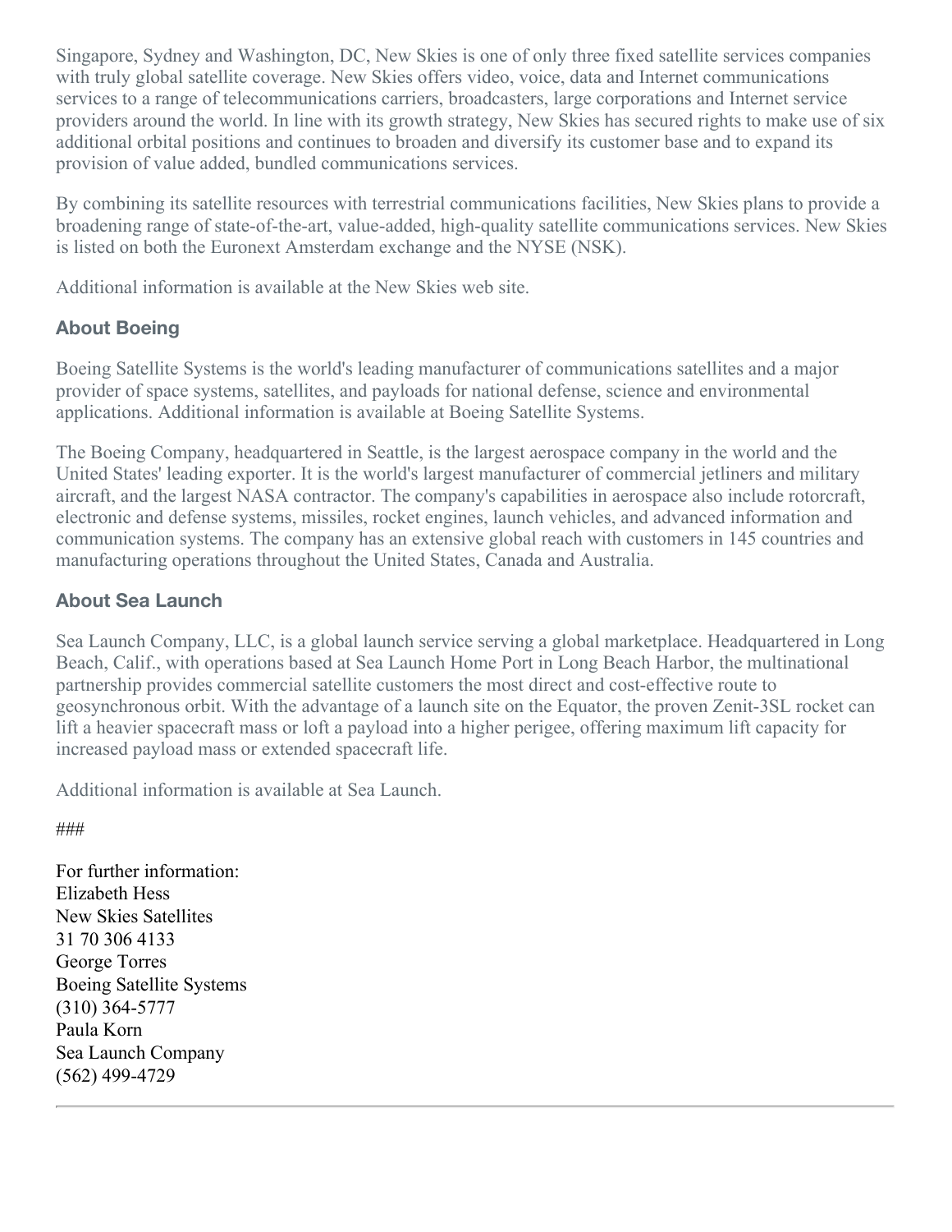Singapore, Sydney and Washington, DC, New Skies is one of only three fixed satellite services companies with truly global satellite coverage. New Skies offers video, voice, data and Internet communications services to a range of telecommunications carriers, broadcasters, large corporations and Internet service providers around the world. In line with its growth strategy, New Skies has secured rights to make use of six additional orbital positions and continues to broaden and diversify its customer base and to expand its provision of value added, bundled communications services.

By combining its satellite resources with terrestrial communications facilities, New Skies plans to provide a broadening range of state-of-the-art, value-added, high-quality satellite communications services. New Skies is listed on both the Euronext Amsterdam exchange and the NYSE (NSK).

Additional information is available at the New Skies web site.

### About Boeing

Boeing Satellite Systems is the world's leading manufacturer of communications satellites and a major provider of space systems, satellites, and payloads for national defense, science and environmental applications. Additional information is available at Boeing Satellite Systems.

The Boeing Company, headquartered in Seattle, is the largest aerospace company in the world and the United States' leading exporter. It is the world's largest manufacturer of commercial jetliners and military aircraft, and the largest NASA contractor. The company's capabilities in aerospace also include rotorcraft, electronic and defense systems, missiles, rocket engines, launch vehicles, and advanced information and communication systems. The company has an extensive global reach with customers in 145 countries and manufacturing operations throughout the United States, Canada and Australia.

### About Sea Launch

Sea Launch Company, LLC, is a global launch service serving a global marketplace. Headquartered in Long Beach, Calif., with operations based at Sea Launch Home Port in Long Beach Harbor, the multinational partnership provides commercial satellite customers the most direct and cost-effective route to geosynchronous orbit. With the advantage of a launch site on the Equator, the proven Zenit-3SL rocket can lift a heavier spacecraft mass or loft a payload into a higher perigee, offering maximum lift capacity for increased payload mass or extended spacecraft life.

Additional information is available at Sea Launch.

###

For further information:
Elizabeth Hess
New Skies Satellites
31 70 306 4133
George Torres
Boeing Satellite Systems
(310) 364-5777
Paula Korn
Sea Launch Company
(562) 499-4729